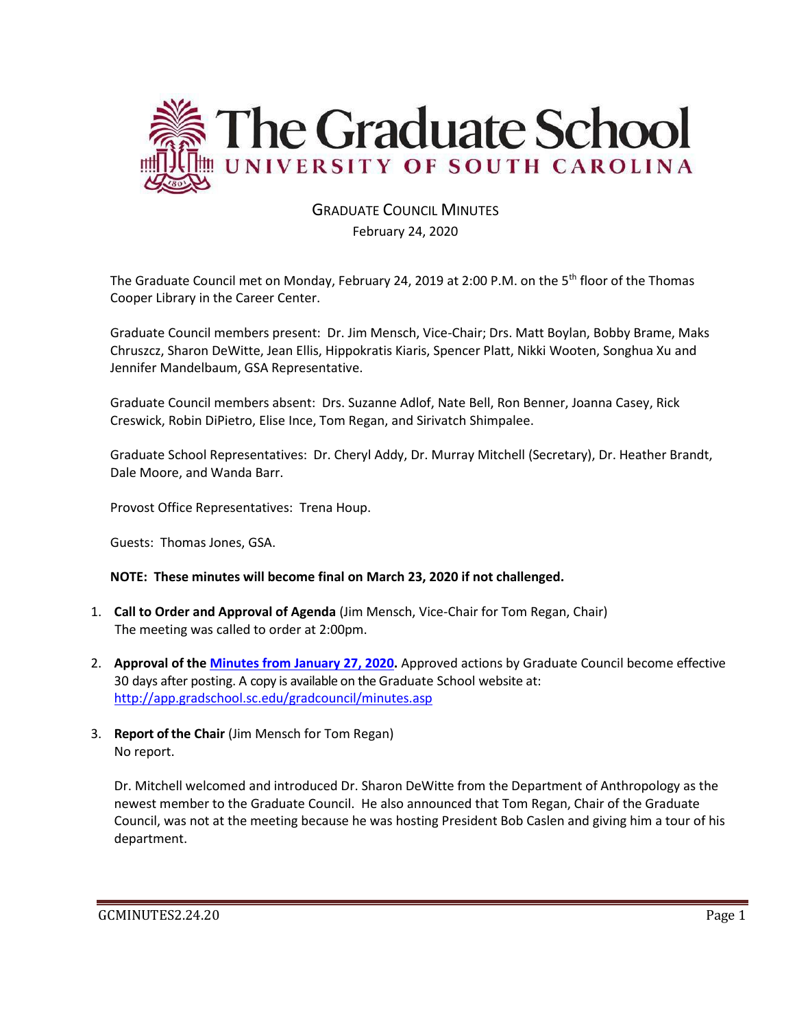# The Graduate School

UNIVERSITY OF SOUTH CAROLINA

## GRADUATE COUNCIL MINUTES

February 24, 2020

The Graduate Council met on Monday, February 24, 2019 at 2:00 P.M. on the 5th floor of the Thomas Cooper Library in the Career Center.

Graduate Council members present: Dr. Jim Mensch, Vice-Chair; Drs. Matt Boylan, Bobby Brame, Maks Chruszcz, Sharon DeWitte, Jean Ellis, Hippokratis Kiaris, Spencer Platt, Nikki Wooten, Songhua Xu and Jennifer Mandelbaum, GSA Representative.

Graduate Council members absent: Drs. Suzanne Adlof, Nate Bell, Ron Benner, Joanna Casey, Rick Creswick, Robin DiPietro, Elise Ince, Tom Regan, and Sirivatch Shimpalee.

Graduate School Representatives: Dr. Cheryl Addy, Dr. Murray Mitchell (Secretary), Dr. Heather Brandt, Dale Moore, and Wanda Barr.

Provost Office Representatives: Trena Houp.

Guests: Thomas Jones, GSA.

**NOTE: These minutes will become final on March 23, 2020 if not challenged.**

1. **Call to Order and Approval of Agenda** (Jim Mensch, Vice-Chair for Tom Regan, Chair)
   The meeting was called to order at 2:00pm.

2. **Approval of the Minutes from January 27, 2020.** Approved actions by Graduate Council become effective 30 days after posting. A copy is available on the Graduate School website at: http://app.gradschool.sc.edu/gradcouncil/minutes.asp

3. **Report of the Chair** (Jim Mensch for Tom Regan)
   No report.

   Dr. Mitchell welcomed and introduced Dr. Sharon DeWitte from the Department of Anthropology as the newest member to the Graduate Council. He also announced that Tom Regan, Chair of the Graduate Council, was not at the meeting because he was hosting President Bob Caslen and giving him a tour of his department.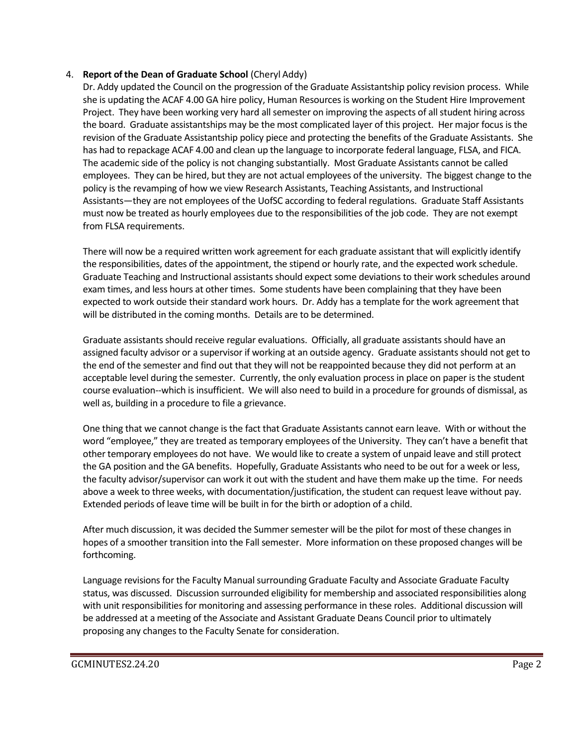4. **Report of the Dean of Graduate School** (Cheryl Addy)

   Dr. Addy updated the Council on the progression of the Graduate Assistantship policy revision process. While she is updating the ACAF 4.00 GA hire policy, Human Resources is working on the Student Hire Improvement Project. They have been working very hard all semester on improving the aspects of all student hiring across the board. Graduate assistantships may be the most complicated layer of this project. Her major focus is the revision of the Graduate Assistantship policy piece and protecting the benefits of the Graduate Assistants. She has had to repackage ACAF 4.00 and clean up the language to incorporate federal language, FLSA, and FICA. The academic side of the policy is not changing substantially. Most Graduate Assistants cannot be called employees. They can be hired, but they are not actual employees of the university. The biggest change to the policy is the revamping of how we view Research Assistants, Teaching Assistants, and Instructional Assistants—they are not employees of the UofSC according to federal regulations. Graduate Staff Assistants must now be treated as hourly employees due to the responsibilities of the job code. They are not exempt from FLSA requirements.

   There will now be a required written work agreement for each graduate assistant that will explicitly identify the responsibilities, dates of the appointment, the stipend or hourly rate, and the expected work schedule. Graduate Teaching and Instructional assistants should expect some deviations to their work schedules around exam times, and less hours at other times. Some students have been complaining that they have been expected to work outside their standard work hours. Dr. Addy has a template for the work agreement that will be distributed in the coming months. Details are to be determined.

   Graduate assistants should receive regular evaluations. Officially, all graduate assistants should have an assigned faculty advisor or a supervisor if working at an outside agency. Graduate assistants should not get to the end of the semester and find out that they will not be reappointed because they did not perform at an acceptable level during the semester. Currently, the only evaluation process in place on paper is the student course evaluation--which is insufficient. We will also need to build in a procedure for grounds of dismissal, as well as, building in a procedure to file a grievance.

   One thing that we cannot change is the fact that Graduate Assistants cannot earn leave. With or without the word "employee," they are treated as temporary employees of the University. They can't have a benefit that other temporary employees do not have. We would like to create a system of unpaid leave and still protect the GA position and the GA benefits. Hopefully, Graduate Assistants who need to be out for a week or less, the faculty advisor/supervisor can work it out with the student and have them make up the time. For needs above a week to three weeks, with documentation/justification, the student can request leave without pay. Extended periods of leave time will be built in for the birth or adoption of a child.

   After much discussion, it was decided the Summer semester will be the pilot for most of these changes in hopes of a smoother transition into the Fall semester. More information on these proposed changes will be forthcoming.

   Language revisions for the Faculty Manual surrounding Graduate Faculty and Associate Graduate Faculty status, was discussed. Discussion surrounded eligibility for membership and associated responsibilities along with unit responsibilities for monitoring and assessing performance in these roles. Additional discussion will be addressed at a meeting of the Associate and Assistant Graduate Deans Council prior to ultimately proposing any changes to the Faculty Senate for consideration.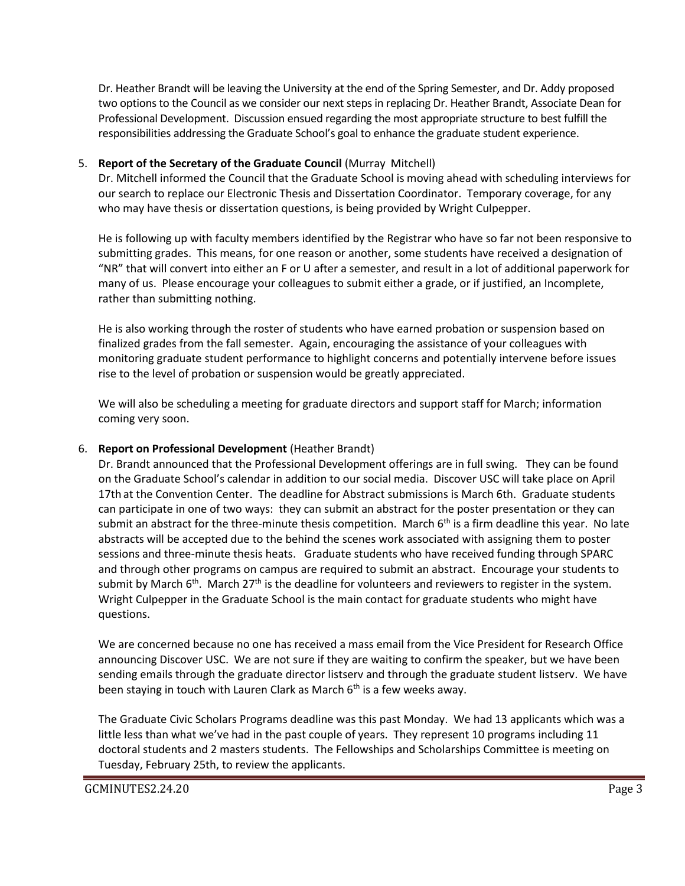Dr. Heather Brandt will be leaving the University at the end of the Spring Semester, and Dr. Addy proposed two options to the Council as we consider our next steps in replacing Dr. Heather Brandt, Associate Dean for Professional Development. Discussion ensued regarding the most appropriate structure to best fulfill the responsibilities addressing the Graduate School's goal to enhance the graduate student experience.

5. **Report of the Secretary of the Graduate Council** (Murray Mitchell)

   Dr. Mitchell informed the Council that the Graduate School is moving ahead with scheduling interviews for our search to replace our Electronic Thesis and Dissertation Coordinator. Temporary coverage, for any who may have thesis or dissertation questions, is being provided by Wright Culpepper.

   He is following up with faculty members identified by the Registrar who have so far not been responsive to submitting grades. This means, for one reason or another, some students have received a designation of "NR" that will convert into either an F or U after a semester, and result in a lot of additional paperwork for many of us. Please encourage your colleagues to submit either a grade, or if justified, an Incomplete, rather than submitting nothing.

   He is also working through the roster of students who have earned probation or suspension based on finalized grades from the fall semester. Again, encouraging the assistance of your colleagues with monitoring graduate student performance to highlight concerns and potentially intervene before issues rise to the level of probation or suspension would be greatly appreciated.

   We will also be scheduling a meeting for graduate directors and support staff for March; information coming very soon.

6. **Report on Professional Development** (Heather Brandt)

   Dr. Brandt announced that the Professional Development offerings are in full swing. They can be found on the Graduate School's calendar in addition to our social media. Discover USC will take place on April 17th at the Convention Center. The deadline for Abstract submissions is March 6th. Graduate students can participate in one of two ways: they can submit an abstract for the poster presentation or they can submit an abstract for the three-minute thesis competition. March 6th is a firm deadline this year. No late abstracts will be accepted due to the behind the scenes work associated with assigning them to poster sessions and three-minute thesis heats. Graduate students who have received funding through SPARC and through other programs on campus are required to submit an abstract. Encourage your students to submit by March 6th. March 27th is the deadline for volunteers and reviewers to register in the system. Wright Culpepper in the Graduate School is the main contact for graduate students who might have questions.

   We are concerned because no one has received a mass email from the Vice President for Research Office announcing Discover USC. We are not sure if they are waiting to confirm the speaker, but we have been sending emails through the graduate director listserv and through the graduate student listserv. We have been staying in touch with Lauren Clark as March 6th is a few weeks away.

   The Graduate Civic Scholars Programs deadline was this past Monday. We had 13 applicants which was a little less than what we've had in the past couple of years. They represent 10 programs including 11 doctoral students and 2 masters students. The Fellowships and Scholarships Committee is meeting on Tuesday, February 25th, to review the applicants.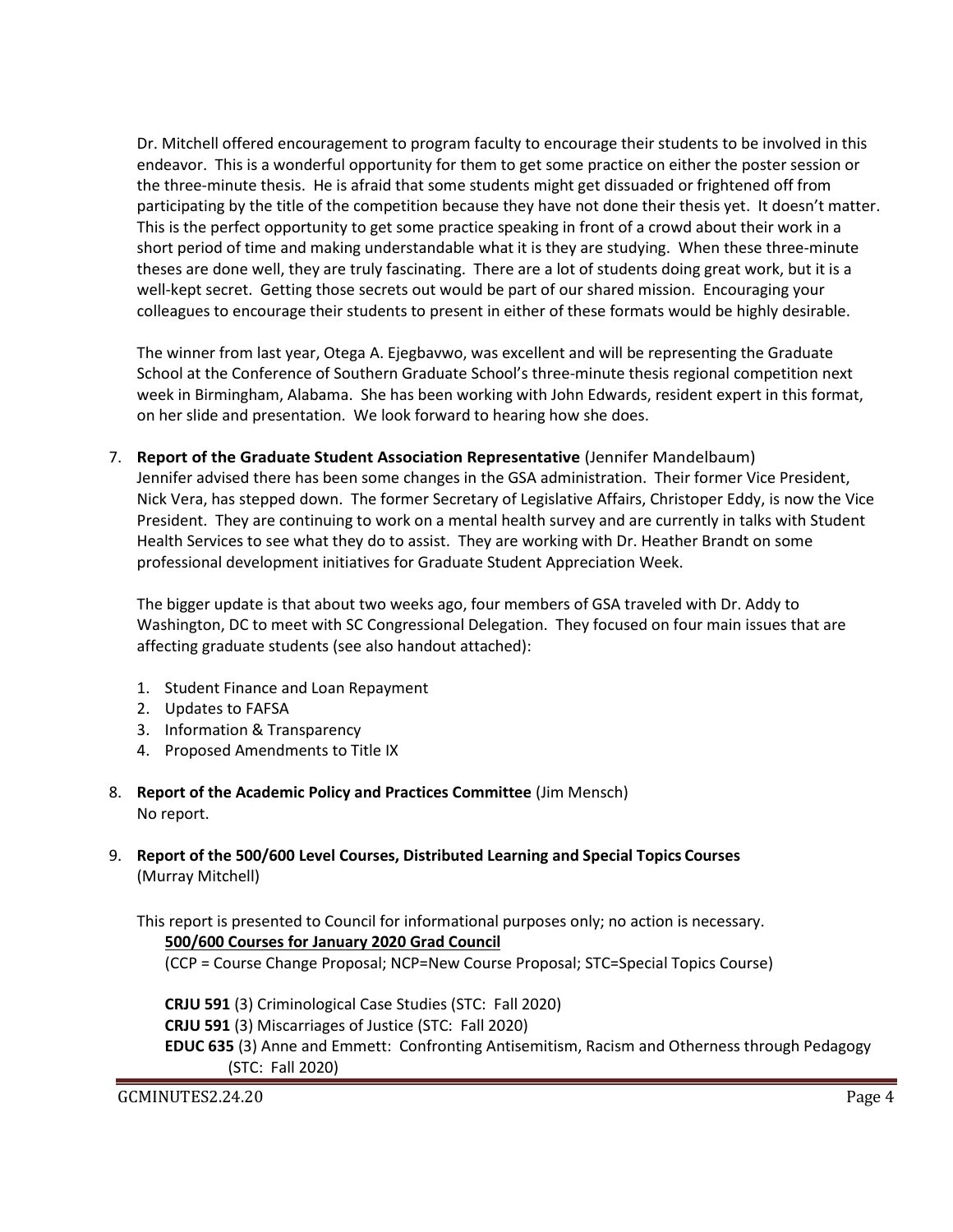Dr. Mitchell offered encouragement to program faculty to encourage their students to be involved in this endeavor. This is a wonderful opportunity for them to get some practice on either the poster session or the three-minute thesis. He is afraid that some students might get dissuaded or frightened off from participating by the title of the competition because they have not done their thesis yet. It doesn't matter. This is the perfect opportunity to get some practice speaking in front of a crowd about their work in a short period of time and making understandable what it is they are studying. When these three-minute theses are done well, they are truly fascinating. There are a lot of students doing great work, but it is a well-kept secret. Getting those secrets out would be part of our shared mission. Encouraging your colleagues to encourage their students to present in either of these formats would be highly desirable.

The winner from last year, Otega A. Ejegbavwo, was excellent and will be representing the Graduate School at the Conference of Southern Graduate School's three-minute thesis regional competition next week in Birmingham, Alabama. She has been working with John Edwards, resident expert in this format, on her slide and presentation. We look forward to hearing how she does.

7. **Report of the Graduate Student Association Representative** (Jennifer Mandelbaum)
   Jennifer advised there has been some changes in the GSA administration. Their former Vice President, Nick Vera, has stepped down. The former Secretary of Legislative Affairs, Christoper Eddy, is now the Vice President. They are continuing to work on a mental health survey and are currently in talks with Student Health Services to see what they do to assist. They are working with Dr. Heather Brandt on some professional development initiatives for Graduate Student Appreciation Week.

   The bigger update is that about two weeks ago, four members of GSA traveled with Dr. Addy to Washington, DC to meet with SC Congressional Delegation. They focused on four main issues that are affecting graduate students (see also handout attached):

   1. Student Finance and Loan Repayment
   2. Updates to FAFSA
   3. Information & Transparency
   4. Proposed Amendments to Title IX

8. **Report of the Academic Policy and Practices Committee** (Jim Mensch)
   No report.

9. **Report of the 500/600 Level Courses, Distributed Learning and Special Topics Courses** (Murray Mitchell)

   This report is presented to Council for informational purposes only; no action is necessary.

   **500/600 Courses for January 2020 Grad Council**
   (CCP = Course Change Proposal; NCP=New Course Proposal; STC=Special Topics Course)

   **CRJU 591** (3) Criminological Case Studies (STC: Fall 2020)
   **CRJU 591** (3) Miscarriages of Justice (STC: Fall 2020)
   **EDUC 635** (3) Anne and Emmett: Confronting Antisemitism, Racism and Otherness through Pedagogy (STC: Fall 2020)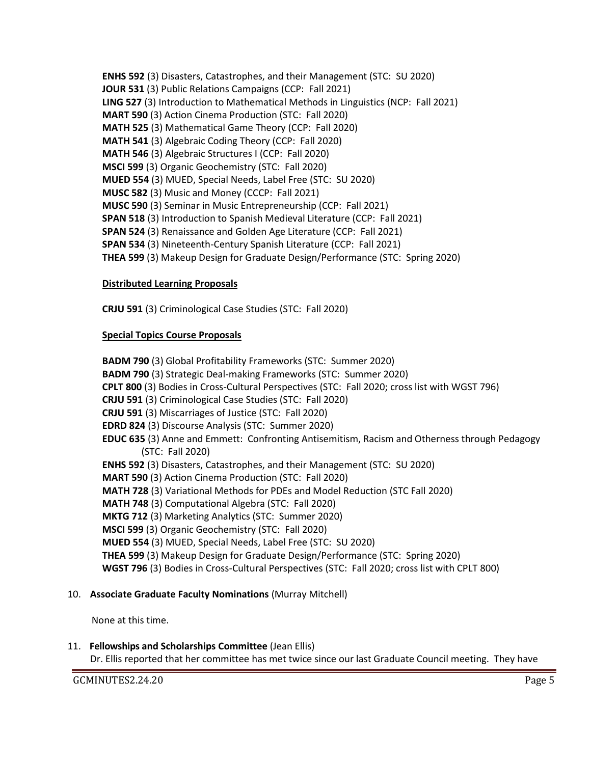**ENHS 592** (3) Disasters, Catastrophes, and their Management (STC: SU 2020)
**JOUR 531** (3) Public Relations Campaigns (CCP: Fall 2021)
**LING 527** (3) Introduction to Mathematical Methods in Linguistics (NCP: Fall 2021)
**MART 590** (3) Action Cinema Production (STC: Fall 2020)
**MATH 525** (3) Mathematical Game Theory (CCP: Fall 2020)
**MATH 541** (3) Algebraic Coding Theory (CCP: Fall 2020)
**MATH 546** (3) Algebraic Structures I (CCP: Fall 2020)
**MSCI 599** (3) Organic Geochemistry (STC: Fall 2020)
**MUED 554** (3) MUED, Special Needs, Label Free (STC: SU 2020)
**MUSC 582** (3) Music and Money (CCCP: Fall 2021)
**MUSC 590** (3) Seminar in Music Entrepreneurship (CCP: Fall 2021)
**SPAN 518** (3) Introduction to Spanish Medieval Literature (CCP: Fall 2021)
**SPAN 524** (3) Renaissance and Golden Age Literature (CCP: Fall 2021)
**SPAN 534** (3) Nineteenth-Century Spanish Literature (CCP: Fall 2021)
**THEA 599** (3) Makeup Design for Graduate Design/Performance (STC: Spring 2020)

**Distributed Learning Proposals**

**CRJU 591** (3) Criminological Case Studies (STC: Fall 2020)

**Special Topics Course Proposals**

**BADM 790** (3) Global Profitability Frameworks (STC: Summer 2020)
**BADM 790** (3) Strategic Deal-making Frameworks (STC: Summer 2020)
**CPLT 800** (3) Bodies in Cross-Cultural Perspectives (STC: Fall 2020; cross list with WGST 796)
**CRJU 591** (3) Criminological Case Studies (STC: Fall 2020)
**CRJU 591** (3) Miscarriages of Justice (STC: Fall 2020)
**EDRD 824** (3) Discourse Analysis (STC: Summer 2020)
**EDUC 635** (3) Anne and Emmett: Confronting Antisemitism, Racism and Otherness through Pedagogy (STC: Fall 2020)
**ENHS 592** (3) Disasters, Catastrophes, and their Management (STC: SU 2020)
**MART 590** (3) Action Cinema Production (STC: Fall 2020)
**MATH 728** (3) Variational Methods for PDEs and Model Reduction (STC Fall 2020)
**MATH 748** (3) Computational Algebra (STC: Fall 2020)
**MKTG 712** (3) Marketing Analytics (STC: Summer 2020)
**MSCI 599** (3) Organic Geochemistry (STC: Fall 2020)
**MUED 554** (3) MUED, Special Needs, Label Free (STC: SU 2020)
**THEA 599** (3) Makeup Design for Graduate Design/Performance (STC: Spring 2020)
**WGST 796** (3) Bodies in Cross-Cultural Perspectives (STC: Fall 2020; cross list with CPLT 800)

10. **Associate Graduate Faculty Nominations** (Murray Mitchell)

None at this time.

11. **Fellowships and Scholarships Committee** (Jean Ellis)
Dr. Ellis reported that her committee has met twice since our last Graduate Council meeting. They have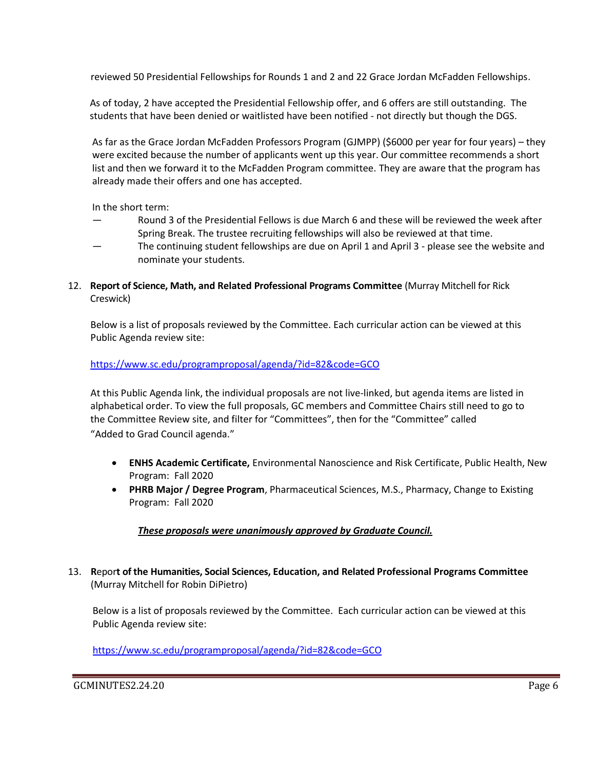reviewed 50 Presidential Fellowships for Rounds 1 and 2 and 22 Grace Jordan McFadden Fellowships.

As of today, 2 have accepted the Presidential Fellowship offer, and 6 offers are still outstanding. The students that have been denied or waitlisted have been notified - not directly but though the DGS.

As far as the Grace Jordan McFadden Professors Program (GJMPP) ($6000 per year for four years) – they were excited because the number of applicants went up this year. Our committee recommends a short list and then we forward it to the McFadden Program committee. They are aware that the program has already made their offers and one has accepted.

In the short term:

— Round 3 of the Presidential Fellows is due March 6 and these will be reviewed the week after Spring Break. The trustee recruiting fellowships will also be reviewed at that time.

— The continuing student fellowships are due on April 1 and April 3 - please see the website and nominate your students.

12. **Report of Science, Math, and Related Professional Programs Committee** (Murray Mitchell for Rick Creswick)

Below is a list of proposals reviewed by the Committee. Each curricular action can be viewed at this Public Agenda review site:

https://www.sc.edu/programproposal/agenda/?id=82&code=GCO

At this Public Agenda link, the individual proposals are not live-linked, but agenda items are listed in alphabetical order. To view the full proposals, GC members and Committee Chairs still need to go to the Committee Review site, and filter for "Committees", then for the "Committee" called "Added to Grad Council agenda."

- **ENHS Academic Certificate,** Environmental Nanoscience and Risk Certificate, Public Health, New Program: Fall 2020
- **PHRB Major / Degree Program**, Pharmaceutical Sciences, M.S., Pharmacy, Change to Existing Program: Fall 2020

***These proposals were unanimously approved by Graduate Council.***

13. **Report of the Humanities, Social Sciences, Education, and Related Professional Programs Committee** (Murray Mitchell for Robin DiPietro)

Below is a list of proposals reviewed by the Committee. Each curricular action can be viewed at this Public Agenda review site:

https://www.sc.edu/programproposal/agenda/?id=82&code=GCO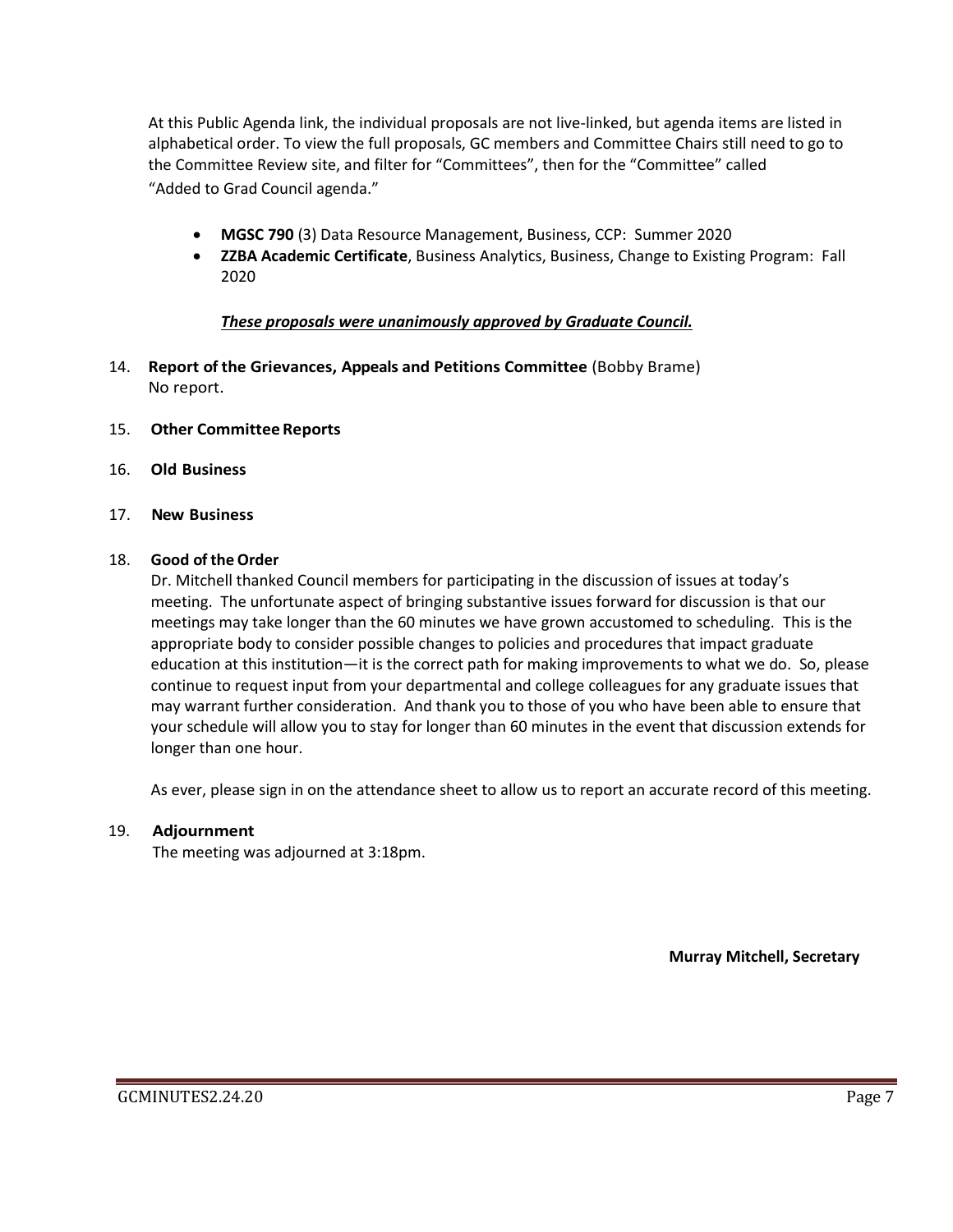At this Public Agenda link, the individual proposals are not live-linked, but agenda items are listed in alphabetical order. To view the full proposals, GC members and Committee Chairs still need to go to the Committee Review site, and filter for "Committees", then for the "Committee" called "Added to Grad Council agenda."

- **MGSC 790** (3) Data Resource Management, Business, CCP: Summer 2020
- **ZZBA Academic Certificate**, Business Analytics, Business, Change to Existing Program: Fall 2020

***These proposals were unanimously approved by Graduate Council.***

14. **Report of the Grievances, Appeals and Petitions Committee** (Bobby Brame)
    No report.

15. **Other Committee Reports**

16. **Old Business**

17. **New Business**

18. **Good of the Order**
    Dr. Mitchell thanked Council members for participating in the discussion of issues at today's meeting. The unfortunate aspect of bringing substantive issues forward for discussion is that our meetings may take longer than the 60 minutes we have grown accustomed to scheduling. This is the appropriate body to consider possible changes to policies and procedures that impact graduate education at this institution—it is the correct path for making improvements to what we do. So, please continue to request input from your departmental and college colleagues for any graduate issues that may warrant further consideration. And thank you to those of you who have been able to ensure that your schedule will allow you to stay for longer than 60 minutes in the event that discussion extends for longer than one hour.

    As ever, please sign in on the attendance sheet to allow us to report an accurate record of this meeting.

19. **Adjournment**
    The meeting was adjourned at 3:18pm.

**Murray Mitchell, Secretary**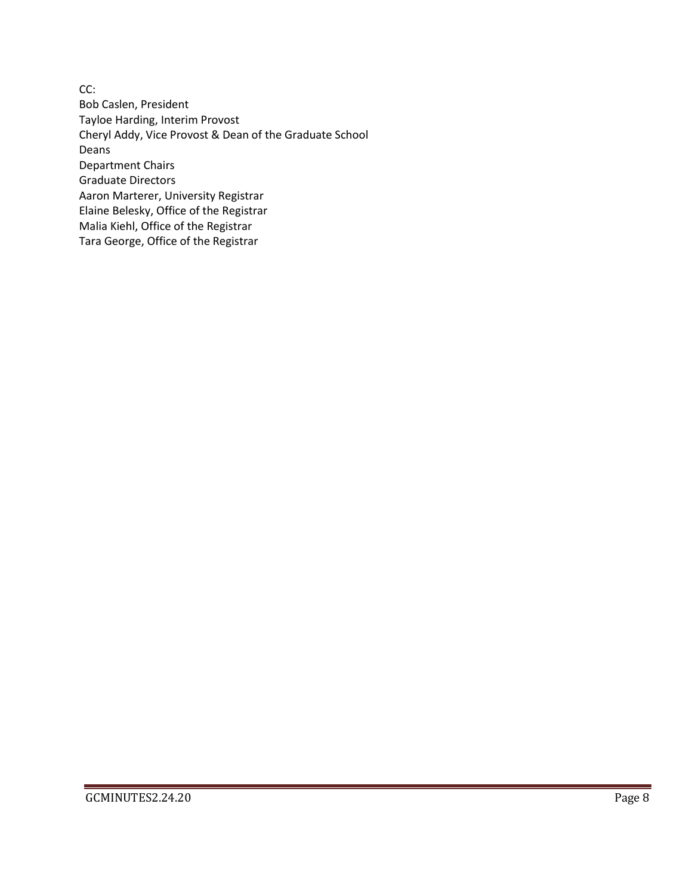CC:
Bob Caslen, President
Tayloe Harding, Interim Provost
Cheryl Addy, Vice Provost & Dean of the Graduate School
Deans
Department Chairs
Graduate Directors
Aaron Marterer, University Registrar
Elaine Belesky, Office of the Registrar
Malia Kiehl, Office of the Registrar
Tara George, Office of the Registrar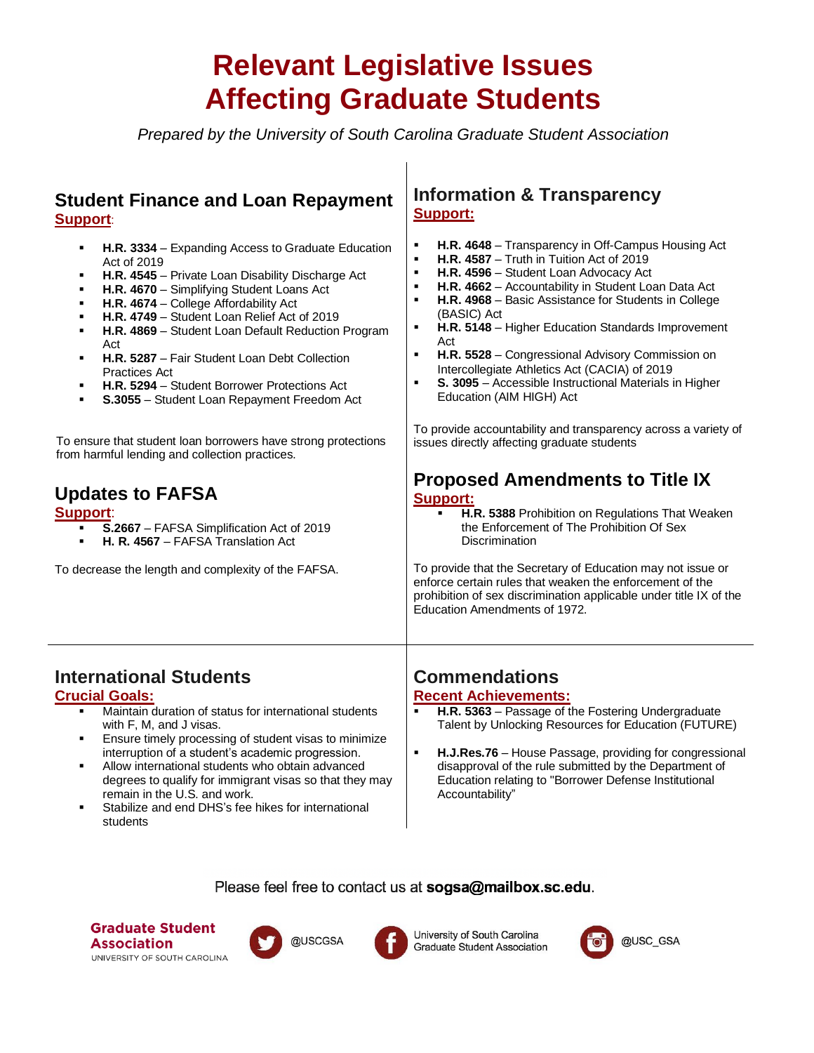# Relevant Legislative Issues Affecting Graduate Students

*Prepared by the University of South Carolina Graduate Student Association*

## Student Finance and Loan Repayment

**Support**:

- **H.R. 3334** – Expanding Access to Graduate Education Act of 2019
- **H.R. 4545** – Private Loan Disability Discharge Act
- **H.R. 4670** – Simplifying Student Loans Act
- **H.R. 4674** – College Affordability Act
- **H.R. 4749** – Student Loan Relief Act of 2019
- **H.R. 4869** – Student Loan Default Reduction Program Act
- **H.R. 5287** – Fair Student Loan Debt Collection Practices Act
- **H.R. 5294** – Student Borrower Protections Act
- **S.3055** – Student Loan Repayment Freedom Act

To ensure that student loan borrowers have strong protections from harmful lending and collection practices.

## Updates to FAFSA

**Support**:

- **S.2667** – FAFSA Simplification Act of 2019
- **H. R. 4567** – FAFSA Translation Act

To decrease the length and complexity of the FAFSA.

## Information & Transparency

**Support:**

- **H.R. 4648** – Transparency in Off-Campus Housing Act
- **H.R. 4587** – Truth in Tuition Act of 2019
- **H.R. 4596** – Student Loan Advocacy Act
- **H.R. 4662** – Accountability in Student Loan Data Act
- **H.R. 4968** – Basic Assistance for Students in College (BASIC) Act
- **H.R. 5148** – Higher Education Standards Improvement Act
- **H.R. 5528** – Congressional Advisory Commission on Intercollegiate Athletics Act (CACIA) of 2019
- **S. 3095** – Accessible Instructional Materials in Higher Education (AIM HIGH) Act

To provide accountability and transparency across a variety of issues directly affecting graduate students

## Proposed Amendments to Title IX

**Support:**

- **H.R. 5388** Prohibition on Regulations That Weaken the Enforcement of The Prohibition Of Sex Discrimination

To provide that the Secretary of Education may not issue or enforce certain rules that weaken the enforcement of the prohibition of sex discrimination applicable under title IX of the Education Amendments of 1972.

## International Students

**Crucial Goals:**

- Maintain duration of status for international students with F, M, and J visas.
- Ensure timely processing of student visas to minimize interruption of a student's academic progression.
- Allow international students who obtain advanced degrees to qualify for immigrant visas so that they may remain in the U.S. and work.
- Stabilize and end DHS's fee hikes for international students

## Commendations

**Recent Achievements:**

- **H.R. 5363** – Passage of the Fostering Undergraduate Talent by Unlocking Resources for Education (FUTURE)
- **H.J.Res.76** – House Passage, providing for congressional disapproval of the rule submitted by the Department of Education relating to "Borrower Defense Institutional Accountability"

Please feel free to contact us at **sogsa@mailbox.sc.edu**.

Graduate Student Association
UNIVERSITY OF SOUTH CAROLINA

@USCGSA

University of South Carolina Graduate Student Association

@USC_GSA